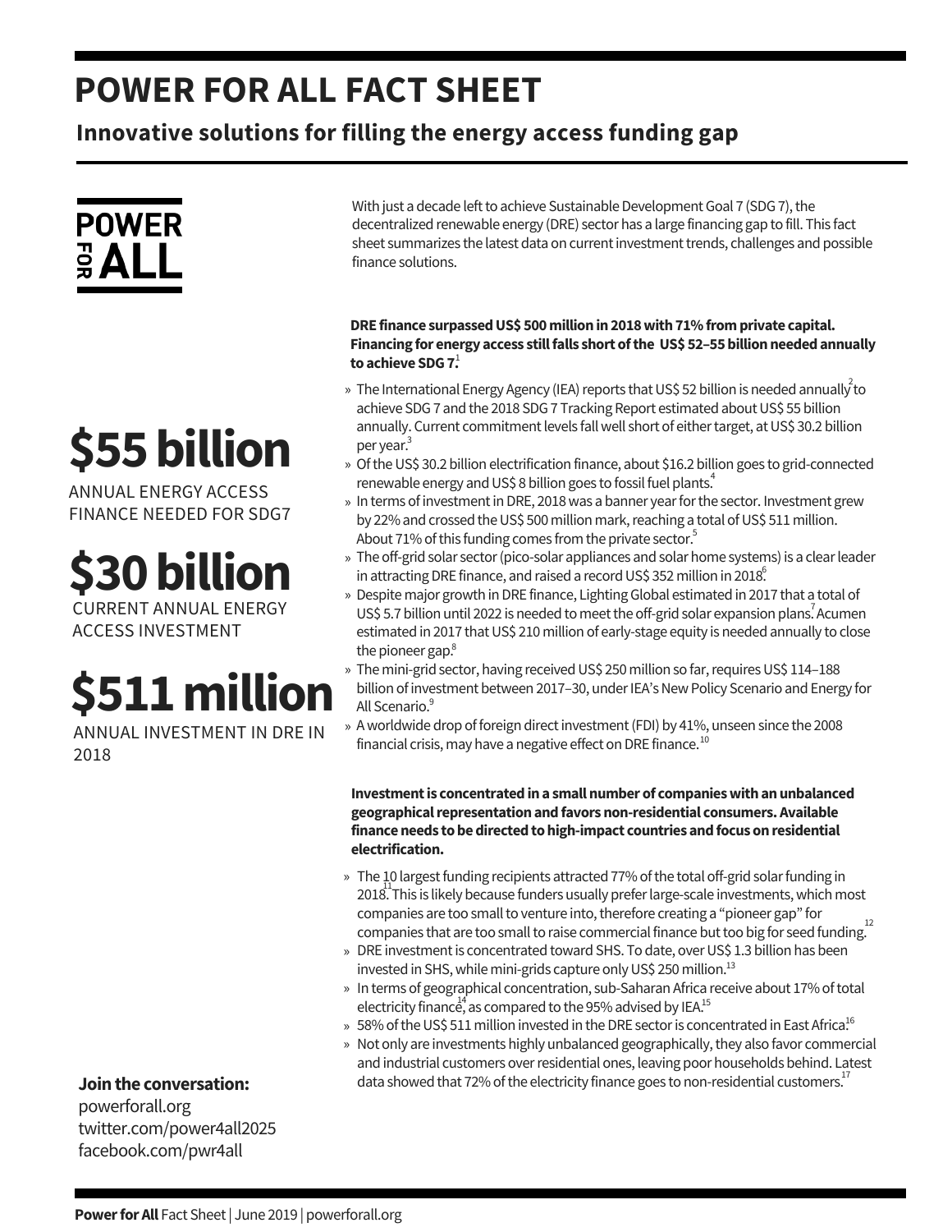# POWER FOR ALL FACT SHEET

## Innovative solutions for filling the energy access funding gap

POWER FOR ALL

With just a decade left to achieve Sustainable Development Goal 7 (SDG 7), the decentralized renewable energy (DRE) sector has a large financing gap to fill. This fact sheet summarizes the latest data on current investment trends, challenges and possible finance solutions.

**$55 billion**
ANNUAL ENERGY ACCESS FINANCE NEEDED FOR SDG7

**$30 billion**
CURRENT ANNUAL ENERGY ACCESS INVESTMENT

**$511 million**
ANNUAL INVESTMENT IN DRE IN 2018

**DRE finance surpassed US$ 500 million in 2018 with 71% from private capital. Financing for energy access still falls short of the US$ 52–55 billion needed annually to achieve SDG 7.[1]**

- The International Energy Agency (IEA) reports that US$ 52 billion is needed annually[2] to achieve SDG 7 and the 2018 SDG 7 Tracking Report estimated about US$ 55 billion annually. Current commitment levels fall well short of either target, at US$ 30.2 billion per year.[3]
- Of the US$ 30.2 billion electrification finance, about $16.2 billion goes to grid-connected renewable energy and US$ 8 billion goes to fossil fuel plants.[4]
- In terms of investment in DRE, 2018 was a banner year for the sector. Investment grew by 22% and crossed the US$ 500 million mark, reaching a total of US$ 511 million. About 71% of this funding comes from the private sector.[5]
- The off-grid solar sector (pico-solar appliances and solar home systems) is a clear leader in attracting DRE finance, and raised a record US$ 352 million in 2018.[6]
- Despite major growth in DRE finance, Lighting Global estimated in 2017 that a total of US$ 5.7 billion until 2022 is needed to meet the off-grid solar expansion plans.[7] Acumen estimated in 2017 that US$ 210 million of early-stage equity is needed annually to close the pioneer gap.[8]
- The mini-grid sector, having received US$ 250 million so far, requires US$ 114–188 billion of investment between 2017–30, under IEA's New Policy Scenario and Energy for All Scenario.[9]
- A worldwide drop of foreign direct investment (FDI) by 41%, unseen since the 2008 financial crisis, may have a negative effect on DRE finance.[10]

**Investment is concentrated in a small number of companies with an unbalanced geographical representation and favors non-residential consumers. Available finance needs to be directed to high-impact countries and focus on residential electrification.**

- The 10 largest funding recipients attracted 77% of the total off-grid solar funding in 2018.[11] This is likely because funders usually prefer large-scale investments, which most companies are too small to venture into, therefore creating a "pioneer gap" for companies that are too small to raise commercial finance but too big for seed funding.[12]
- DRE investment is concentrated toward SHS. To date, over US$ 1.3 billion has been invested in SHS, while mini-grids capture only US$ 250 million.[13]
- In terms of geographical concentration, sub-Saharan Africa receive about 17% of total electricity finance,[14] as compared to the 95% advised by IEA.[15]
- 58% of the US$ 511 million invested in the DRE sector is concentrated in East Africa.[16]
- Not only are investments highly unbalanced geographically, they also favor commercial and industrial customers over residential ones, leaving poor households behind. Latest data showed that 72% of the electricity finance goes to non-residential customers.[17]

**Join the conversation:**
powerforall.org
twitter.com/power4all2025
facebook.com/pwr4all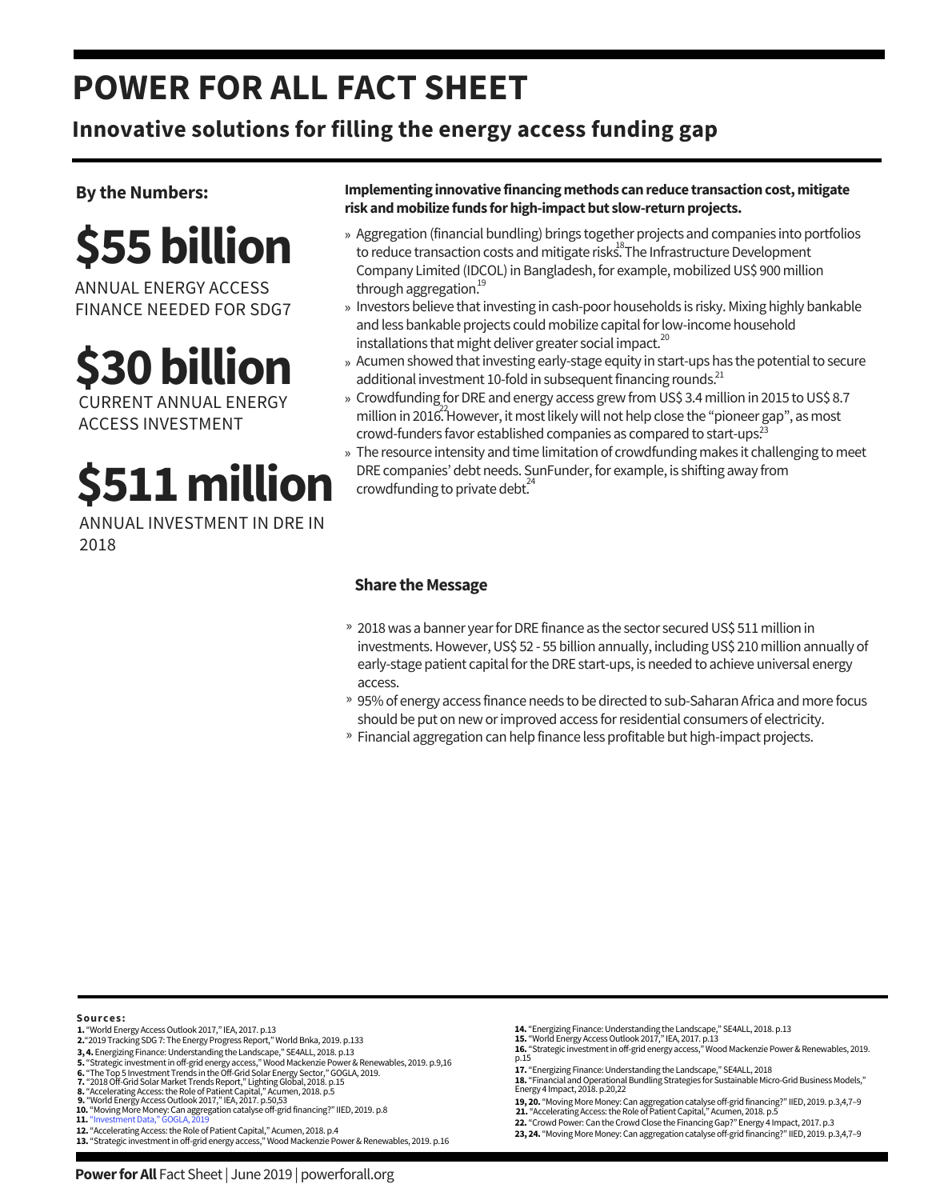# POWER FOR ALL FACT SHEET

## Innovative solutions for filling the energy access funding gap

### By the Numbers:

**$55 billion**

ANNUAL ENERGY ACCESS FINANCE NEEDED FOR SDG7

**$30 billion**

CURRENT ANNUAL ENERGY ACCESS INVESTMENT

**$511 million**

ANNUAL INVESTMENT IN DRE IN 2018

**Implementing innovative financing methods can reduce transaction cost, mitigate risk and mobilize funds for high-impact but slow-return projects.**

- Aggregation (financial bundling) brings together projects and companies into portfolios to reduce transaction costs and mitigate risks.[18] The Infrastructure Development Company Limited (IDCOL) in Bangladesh, for example, mobilized US$ 900 million through aggregation.[19]
- Investors believe that investing in cash-poor households is risky. Mixing highly bankable and less bankable projects could mobilize capital for low-income household installations that might deliver greater social impact.[20]
- Acumen showed that investing early-stage equity in start-ups has the potential to secure additional investment 10-fold in subsequent financing rounds.[21]
- Crowdfunding for DRE and energy access grew from US$ 3.4 million in 2015 to US$ 8.7 million in 2016.[22] However, it most likely will not help close the "pioneer gap", as most crowd-funders favor established companies as compared to start-ups.[23]
- The resource intensity and time limitation of crowdfunding makes it challenging to meet DRE companies' debt needs. SunFunder, for example, is shifting away from crowdfunding to private debt.[24]

### Share the Message

- 2018 was a banner year for DRE finance as the sector secured US$ 511 million in investments. However, US$ 52 - 55 billion annually, including US$ 210 million annually of early-stage patient capital for the DRE start-ups, is needed to achieve universal energy access.
- 95% of energy access finance needs to be directed to sub-Saharan Africa and more focus should be put on new or improved access for residential consumers of electricity.
- Financial aggregation can help finance less profitable but high-impact projects.

**Sources:**

**1.** "World Energy Access Outlook 2017," IEA, 2017. p.13
**2.** "2019 Tracking SDG 7: The Energy Progress Report," World Bnka, 2019. p.133
**3, 4.** Energizing Finance: Understanding the Landscape," SE4ALL, 2018. p.13
**5.** "Strategic investment in off-grid energy access," Wood Mackenzie Power & Renewables, 2019. p.9,16
**6.** "The Top 5 Investment Trends in the Off-Grid Solar Energy Sector," GOGLA, 2019.
**7.** "2018 Off-Grid Solar Market Trends Report," Lighting Global, 2018. p.15
**8.** "Accelerating Access: the Role of Patient Capital," Acumen, 2018. p.5
**9.** "World Energy Access Outlook 2017," IEA, 2017. p.50,53
**10.** "Moving More Money: Can aggregation catalyse off-grid financing?" IIED, 2019. p.8
**11.** "Investment Data," GOGLA, 2019
**12.** "Accelerating Access: the Role of Patient Capital," Acumen, 2018. p.4
**13.** "Strategic investment in off-grid energy access," Wood Mackenzie Power & Renewables, 2019. p.16
**14.** "Energizing Finance: Understanding the Landscape," SE4ALL, 2018. p.13
**15.** "World Energy Access Outlook 2017," IEA, 2017. p.13
**16.** "Strategic investment in off-grid energy access," Wood Mackenzie Power & Renewables, 2019. p.15
**17.** "Energizing Finance: Understanding the Landscape," SE4ALL, 2018
**18.** "Financial and Operational Bundling Strategies for Sustainable Micro-Grid Business Models," Energy 4 Impact, 2018. p.20,22
**19, 20.** "Moving More Money: Can aggregation catalyse off-grid financing?" IIED, 2019. p.3,4,7–9
**21.** "Accelerating Access: the Role of Patient Capital," Acumen, 2018. p.5
**22.** "Crowd Power: Can the Crowd Close the Financing Gap?" Energy 4 Impact, 2017. p.3
**23, 24.** "Moving More Money: Can aggregation catalyse off-grid financing?" IIED, 2019. p.3,4,7–9

**Power for All** Fact Sheet | June 2019 | powerforall.org